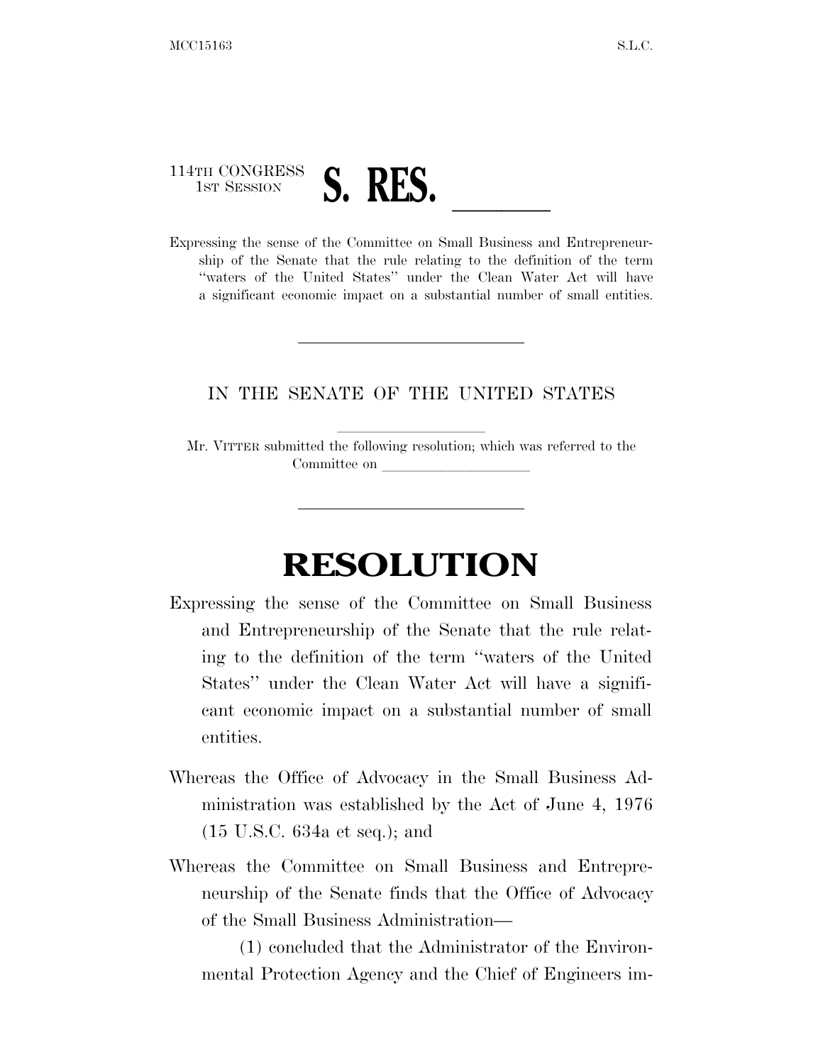114TH CONGRESS
1ST SESSION

# S. RES. \_\_\_\_\_\_

Expressing the sense of the Committee on Small Business and Entrepreneurship of the Senate that the rule relating to the definition of the term "waters of the United States" under the Clean Water Act will have a significant economic impact on a substantial number of small entities.

---

IN THE SENATE OF THE UNITED STATES

Mr. VITTER submitted the following resolution; which was referred to the Committee on \_\_\_\_\_\_\_\_\_\_\_\_\_\_\_\_\_\_\_\_

---

# RESOLUTION

Expressing the sense of the Committee on Small Business and Entrepreneurship of the Senate that the rule relating to the definition of the term "waters of the United States" under the Clean Water Act will have a significant economic impact on a substantial number of small entities.

Whereas the Office of Advocacy in the Small Business Administration was established by the Act of June 4, 1976 (15 U.S.C. 634a et seq.); and

Whereas the Committee on Small Business and Entrepreneurship of the Senate finds that the Office of Advocacy of the Small Business Administration—

(1) concluded that the Administrator of the Environmental Protection Agency and the Chief of Engineers im-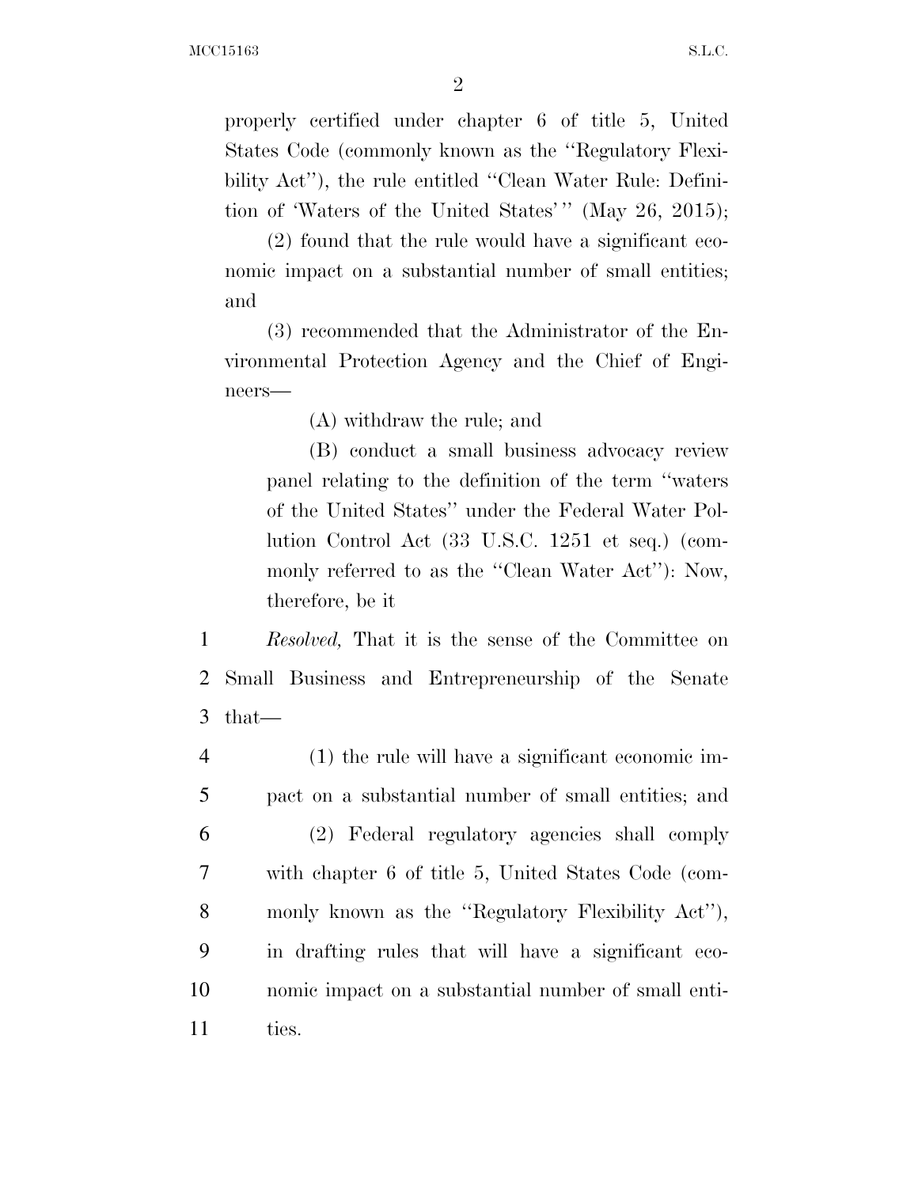properly certified under chapter 6 of title 5, United States Code (commonly known as the ''Regulatory Flexibility Act''), the rule entitled ''Clean Water Rule: Definition of 'Waters of the United States' '' (May 26, 2015);

(2) found that the rule would have a significant economic impact on a substantial number of small entities; and

(3) recommended that the Administrator of the Environmental Protection Agency and the Chief of Engineers—

(A) withdraw the rule; and

(B) conduct a small business advocacy review panel relating to the definition of the term ''waters of the United States'' under the Federal Water Pollution Control Act (33 U.S.C. 1251 et seq.) (commonly referred to as the ''Clean Water Act''): Now, therefore, be it

*Resolved,* That it is the sense of the Committee on Small Business and Entrepreneurship of the Senate that—

(1) the rule will have a significant economic impact on a substantial number of small entities; and

(2) Federal regulatory agencies shall comply with chapter 6 of title 5, United States Code (commonly known as the ''Regulatory Flexibility Act''), in drafting rules that will have a significant economic impact on a substantial number of small entities.